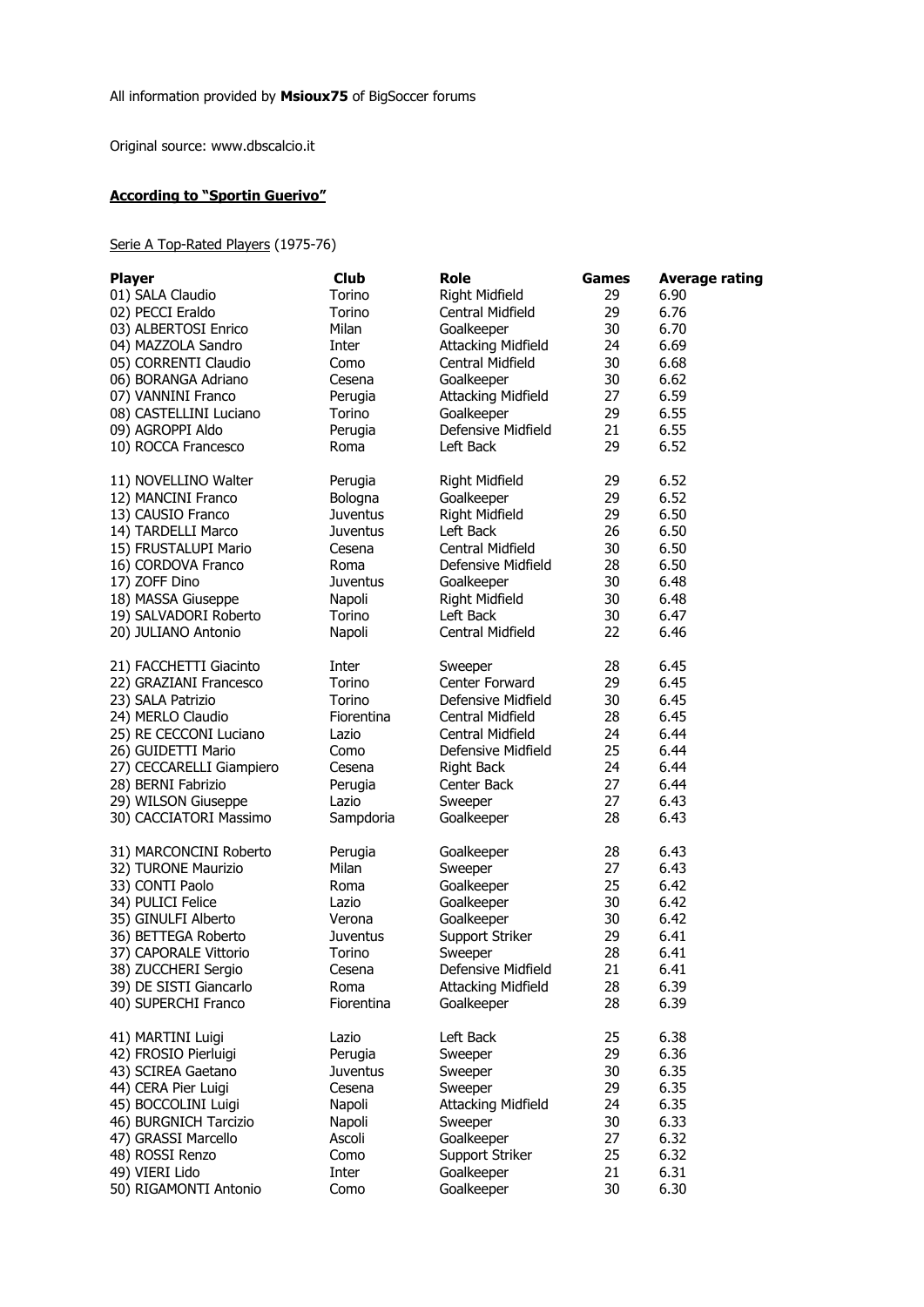All information provided by **Msioux75** of BigSoccer forums

Original source: www.dbscalcio.it

**According to "Sportin Guerivo"**

Serie A Top-Rated Players (1975-76)

| Player | Club | Role | Games | Average rating |
|---|---|---|---|---|
| 01) SALA Claudio | Torino | Right Midfield | 29 | 6.90 |
| 02) PECCI Eraldo | Torino | Central Midfield | 29 | 6.76 |
| 03) ALBERTOSI Enrico | Milan | Goalkeeper | 30 | 6.70 |
| 04) MAZZOLA Sandro | Inter | Attacking Midfield | 24 | 6.69 |
| 05) CORRENTI Claudio | Como | Central Midfield | 30 | 6.68 |
| 06) BORANGA Adriano | Cesena | Goalkeeper | 30 | 6.62 |
| 07) VANNINI Franco | Perugia | Attacking Midfield | 27 | 6.59 |
| 08) CASTELLINI Luciano | Torino | Goalkeeper | 29 | 6.55 |
| 09) AGROPPI Aldo | Perugia | Defensive Midfield | 21 | 6.55 |
| 10) ROCCA Francesco | Roma | Left Back | 29 | 6.52 |
| 11) NOVELLINO Walter | Perugia | Right Midfield | 29 | 6.52 |
| 12) MANCINI Franco | Bologna | Goalkeeper | 29 | 6.52 |
| 13) CAUSIO Franco | Juventus | Right Midfield | 29 | 6.50 |
| 14) TARDELLI Marco | Juventus | Left Back | 26 | 6.50 |
| 15) FRUSTALUPI Mario | Cesena | Central Midfield | 30 | 6.50 |
| 16) CORDOVA Franco | Roma | Defensive Midfield | 28 | 6.50 |
| 17) ZOFF Dino | Juventus | Goalkeeper | 30 | 6.48 |
| 18) MASSA Giuseppe | Napoli | Right Midfield | 30 | 6.48 |
| 19) SALVADORI Roberto | Torino | Left Back | 30 | 6.47 |
| 20) JULIANO Antonio | Napoli | Central Midfield | 22 | 6.46 |
| 21) FACCHETTI Giacinto | Inter | Sweeper | 28 | 6.45 |
| 22) GRAZIANI Francesco | Torino | Center Forward | 29 | 6.45 |
| 23) SALA Patrizio | Torino | Defensive Midfield | 30 | 6.45 |
| 24) MERLO Claudio | Fiorentina | Central Midfield | 28 | 6.45 |
| 25) RE CECCONI Luciano | Lazio | Central Midfield | 24 | 6.44 |
| 26) GUIDETTI Mario | Como | Defensive Midfield | 25 | 6.44 |
| 27) CECCARELLI Giampiero | Cesena | Right Back | 24 | 6.44 |
| 28) BERNI Fabrizio | Perugia | Center Back | 27 | 6.44 |
| 29) WILSON Giuseppe | Lazio | Sweeper | 27 | 6.43 |
| 30) CACCIATORI Massimo | Sampdoria | Goalkeeper | 28 | 6.43 |
| 31) MARCONCINI Roberto | Perugia | Goalkeeper | 28 | 6.43 |
| 32) TURONE Maurizio | Milan | Sweeper | 27 | 6.43 |
| 33) CONTI Paolo | Roma | Goalkeeper | 25 | 6.42 |
| 34) PULICI Felice | Lazio | Goalkeeper | 30 | 6.42 |
| 35) GINULFI Alberto | Verona | Goalkeeper | 30 | 6.42 |
| 36) BETTEGA Roberto | Juventus | Support Striker | 29 | 6.41 |
| 37) CAPORALE Vittorio | Torino | Sweeper | 28 | 6.41 |
| 38) ZUCCHERI Sergio | Cesena | Defensive Midfield | 21 | 6.41 |
| 39) DE SISTI Giancarlo | Roma | Attacking Midfield | 28 | 6.39 |
| 40) SUPERCHI Franco | Fiorentina | Goalkeeper | 28 | 6.39 |
| 41) MARTINI Luigi | Lazio | Left Back | 25 | 6.38 |
| 42) FROSIO Pierluigi | Perugia | Sweeper | 29 | 6.36 |
| 43) SCIREA Gaetano | Juventus | Sweeper | 30 | 6.35 |
| 44) CERA Pier Luigi | Cesena | Sweeper | 29 | 6.35 |
| 45) BOCCOLINI Luigi | Napoli | Attacking Midfield | 24 | 6.35 |
| 46) BURGNICH Tarcizio | Napoli | Sweeper | 30 | 6.33 |
| 47) GRASSI Marcello | Ascoli | Goalkeeper | 27 | 6.32 |
| 48) ROSSI Renzo | Como | Support Striker | 25 | 6.32 |
| 49) VIERI Lido | Inter | Goalkeeper | 21 | 6.31 |
| 50) RIGAMONTI Antonio | Como | Goalkeeper | 30 | 6.30 |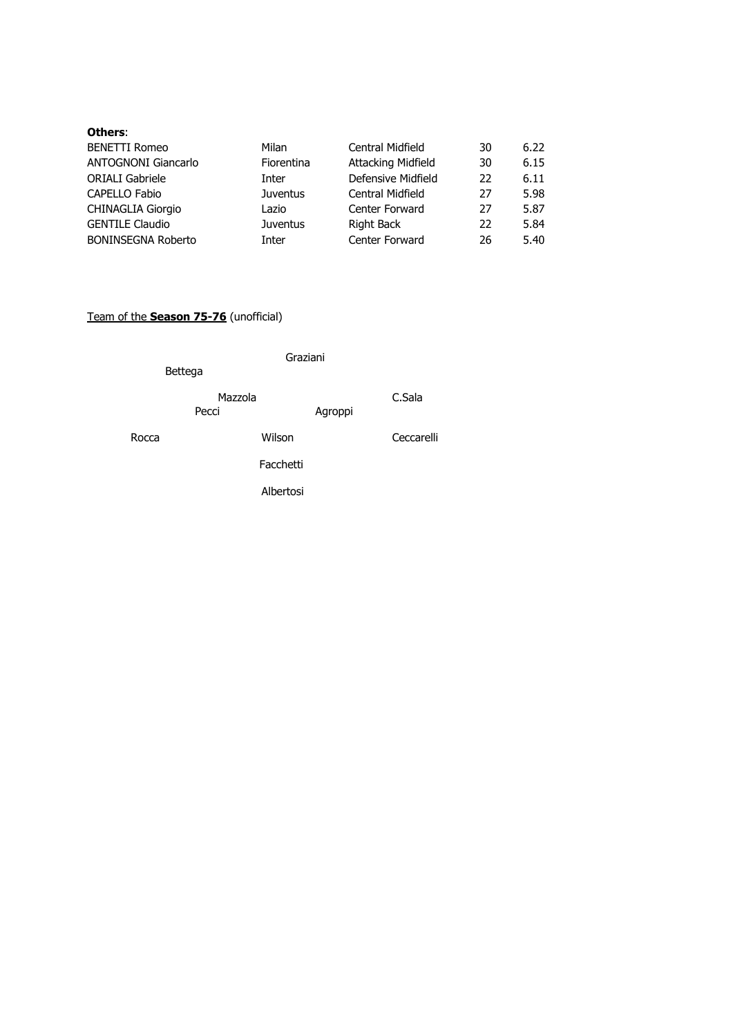**Others**:

| | | | | |
|---|---|---|---|---|
| BENETTI Romeo | Milan | Central Midfield | 30 | 6.22 |
| ANTOGNONI Giancarlo | Fiorentina | Attacking Midfield | 30 | 6.15 |
| ORIALI Gabriele | Inter | Defensive Midfield | 22 | 6.11 |
| CAPELLO Fabio | Juventus | Central Midfield | 27 | 5.98 |
| CHINAGLIA Giorgio | Lazio | Center Forward | 27 | 5.87 |
| GENTILE Claudio | Juventus | Right Back | 22 | 5.84 |
| BONINSEGNA Roberto | Inter | Center Forward | 26 | 5.40 |

Team of the **Season 75-76** (unofficial)

Graziani
Bettega

Mazzola
C.Sala
Pecci
Agroppi

Rocca
Wilson
Ceccarelli

Facchetti

Albertosi